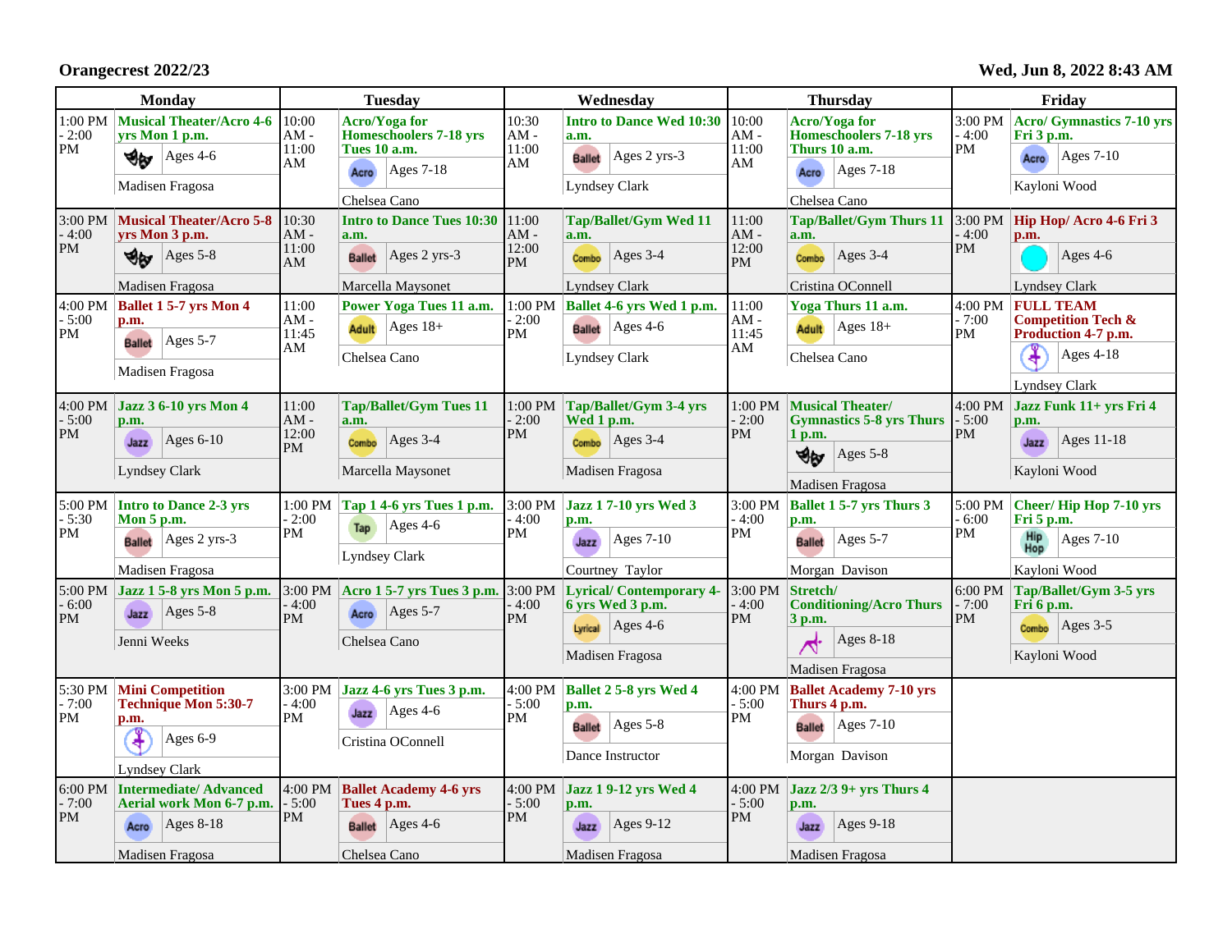**Orangecrest 2022/23** — **Wed, Jun 8, 2022 8:43 AM**

| Monday | | Tuesday | | Wednesday | | Thursday | | Friday | |
|---|---|---|---|---|---|---|---|---|---|
| 1:00 PM - 2:00 PM | **Musical Theater/Acro 4-6 yrs Mon 1 p.m.** Ages 4-6 Madisen Fragosa | 10:00 AM - 11:00 AM | **Acro/Yoga for Homeschoolers 7-18 yrs Tues 10 a.m.** Acro Ages 7-18 Chelsea Cano | 10:30 AM - 11:00 AM | **Intro to Dance Wed 10:30 a.m.** Ballet Ages 2 yrs-3 Lyndsey Clark | 10:00 AM - 11:00 AM | **Acro/Yoga for Homeschoolers 7-18 yrs Thurs 10 a.m.** Acro Ages 7-18 Chelsea Cano | 3:00 PM - 4:00 PM | **Acro/ Gymnastics 7-10 yrs Fri 3 p.m.** Acro Ages 7-10 Kayloni Wood |
| 3:00 PM - 4:00 PM | **Musical Theater/Acro 5-8 yrs Mon 3 p.m.** Ages 5-8 Madisen Fragosa | 10:30 AM - 11:00 AM | **Intro to Dance Tues 10:30 a.m.** Ballet Ages 2 yrs-3 Marcella Maysonet | 11:00 AM - 12:00 PM | **Tap/Ballet/Gym Wed 11 a.m.** Combo Ages 3-4 Lyndsey Clark | 11:00 AM - 12:00 PM | **Tap/Ballet/Gym Thurs 11 a.m.** Combo Ages 3-4 Cristina OConnell | 3:00 PM - 4:00 PM | **Hip Hop/ Acro 4-6 Fri 3 p.m.** Ages 4-6 Lyndsey Clark |
| 4:00 PM - 5:00 PM | **Ballet 1 5-7 yrs Mon 4 p.m.** Ballet Ages 5-7 Madisen Fragosa | 11:00 AM - 11:45 AM | **Power Yoga Tues 11 a.m.** Adult Ages 18+ Chelsea Cano | 1:00 PM - 2:00 PM | **Ballet 4-6 yrs Wed 1 p.m.** Ballet Ages 4-6 Lyndsey Clark | 11:00 AM - 11:45 AM | **Yoga Thurs 11 a.m.** Adult Ages 18+ Chelsea Cano | 4:00 PM - 7:00 PM | **FULL TEAM Competition Tech & Production 4-7 p.m.** Ages 4-18 Lyndsey Clark |
| 4:00 PM - 5:00 PM | **Jazz 3 6-10 yrs Mon 4 p.m.** Jazz Ages 6-10 Lyndsey Clark | 11:00 AM - 12:00 PM | **Tap/Ballet/Gym Tues 11 a.m.** Combo Ages 3-4 Marcella Maysonet | 1:00 PM - 2:00 PM | **Tap/Ballet/Gym 3-4 yrs Wed 1 p.m.** Combo Ages 3-4 Madisen Fragosa | 1:00 PM - 2:00 PM | **Musical Theater/ Gymnastics 5-8 yrs Thurs 1 p.m.** Ages 5-8 Madisen Fragosa | 4:00 PM - 5:00 PM | **Jazz Funk 11+ yrs Fri 4 p.m.** Jazz Ages 11-18 Kayloni Wood |
| 5:00 PM - 5:30 PM | **Intro to Dance 2-3 yrs Mon 5 p.m.** Ballet Ages 2 yrs-3 Madisen Fragosa | 1:00 PM - 2:00 PM | **Tap 1 4-6 yrs Tues 1 p.m.** Tap Ages 4-6 Lyndsey Clark | 3:00 PM - 4:00 PM | **Jazz 1 7-10 yrs Wed 3 p.m.** Jazz Ages 7-10 Courtney Taylor | 3:00 PM - 4:00 PM | **Ballet 1 5-7 yrs Thurs 3 p.m.** Ballet Ages 5-7 Morgan Davison | 5:00 PM - 6:00 PM | **Cheer/ Hip Hop 7-10 yrs Fri 5 p.m.** Hip Hop Ages 7-10 Kayloni Wood |
| 5:00 PM - 6:00 PM | **Jazz 1 5-8 yrs Mon 5 p.m.** Jazz Ages 5-8 Jenni Weeks | 3:00 PM - 4:00 PM | **Acro 1 5-7 yrs Tues 3 p.m.** Acro Ages 5-7 Chelsea Cano | 3:00 PM - 4:00 PM | **Lyrical/ Contemporary 4-6 yrs Wed 3 p.m.** Lyrical Ages 4-6 Madisen Fragosa | 3:00 PM - 4:00 PM | **Stretch/ Conditioning/Acro Thurs 3 p.m.** Ages 8-18 Madisen Fragosa | 6:00 PM - 7:00 PM | **Tap/Ballet/Gym 3-5 yrs Fri 6 p.m.** Combo Ages 3-5 Kayloni Wood |
| 5:30 PM - 7:00 PM | **Mini Competition Technique Mon 5:30-7 p.m.** Ages 6-9 Lyndsey Clark | 3:00 PM - 4:00 PM | **Jazz 4-6 yrs Tues 3 p.m.** Jazz Ages 4-6 Cristina OConnell | 4:00 PM - 5:00 PM | **Ballet 2 5-8 yrs Wed 4 p.m.** Ballet Ages 5-8 Dance Instructor | 4:00 PM - 5:00 PM | **Ballet Academy 7-10 yrs Thurs 4 p.m.** Ballet Ages 7-10 Morgan Davison | | |
| 6:00 PM - 7:00 PM | **Intermediate/ Advanced Aerial work Mon 6-7 p.m.** Acro Ages 8-18 Madisen Fragosa | 4:00 PM - 5:00 PM | **Ballet Academy 4-6 yrs Tues 4 p.m.** Ballet Ages 4-6 Chelsea Cano | 4:00 PM - 5:00 PM | **Jazz 1 9-12 yrs Wed 4 p.m.** Jazz Ages 9-12 Madisen Fragosa | 4:00 PM - 5:00 PM | **Jazz 2/3 9+ yrs Thurs 4 p.m.** Jazz Ages 9-18 Madisen Fragosa | | |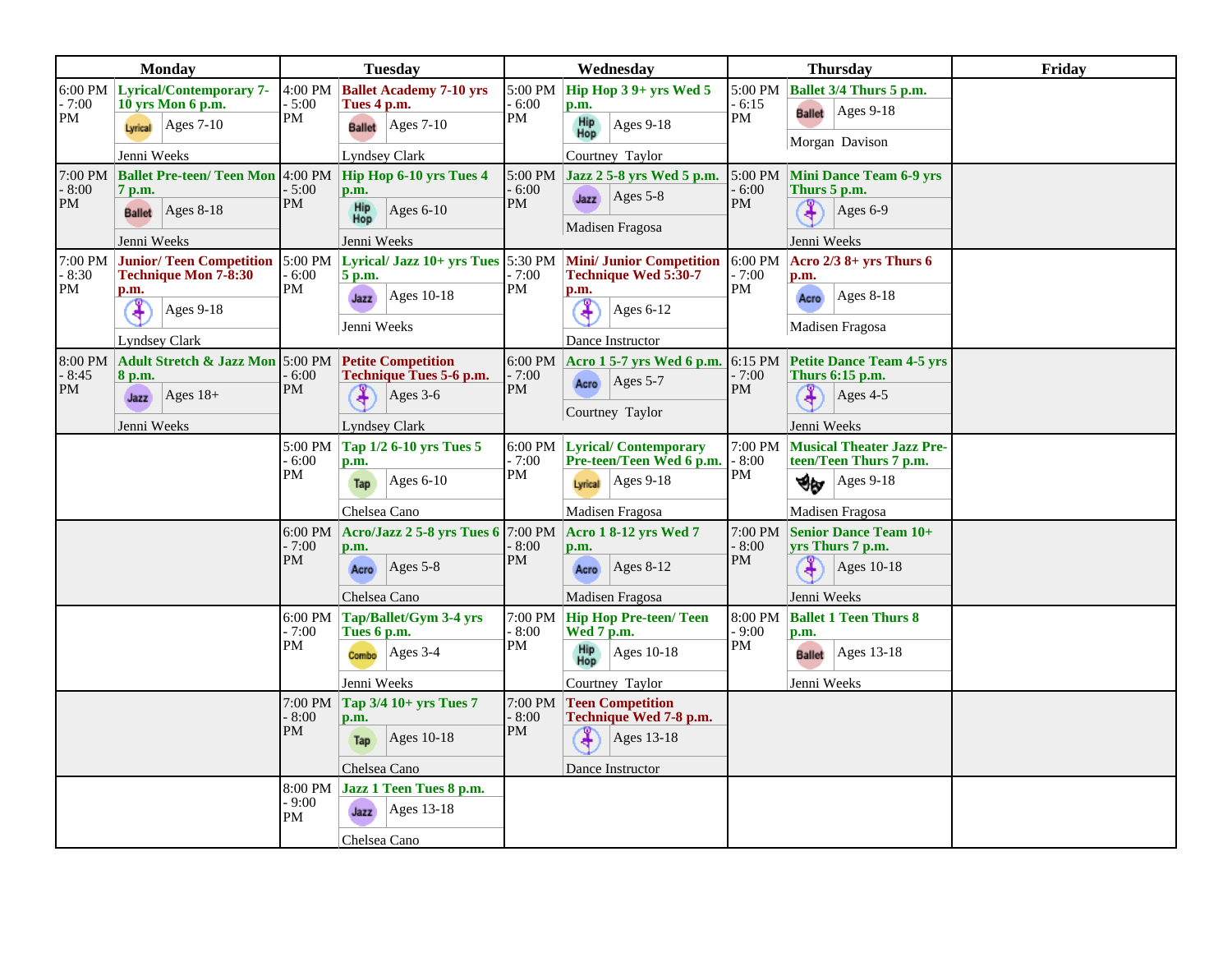| Monday | | Tuesday | | Wednesday | | Thursday | | Friday |
|---|---|---|---|---|---|---|---|---|
| 6:00 PM - 7:00 PM | **Lyrical/Contemporary 7-10 yrs Mon 6 p.m.** Lyrical Ages 7-10 Jenni Weeks | 4:00 PM - 5:00 PM | **Ballet Academy 7-10 yrs Tues 4 p.m.** Ballet Ages 7-10 Lyndsey Clark | 5:00 PM - 6:00 PM | **Hip Hop 3 9+ yrs Wed 5 p.m.** Hip Hop Ages 9-18 Courtney Taylor | 5:00 PM - 6:15 PM | **Ballet 3/4 Thurs 5 p.m.** Ballet Ages 9-18 Morgan Davison | |
| 7:00 PM - 8:00 PM | **Ballet Pre-teen/ Teen Mon 7 p.m.** Ballet Ages 8-18 Jenni Weeks | 4:00 PM - 5:00 PM | **Hip Hop 6-10 yrs Tues 4 p.m.** Hip Hop Ages 6-10 Jenni Weeks | 5:00 PM - 6:00 PM | **Jazz 2 5-8 yrs Wed 5 p.m.** Jazz Ages 5-8 Madisen Fragosa | 5:00 PM - 6:00 PM | **Mini Dance Team 6-9 yrs Thurs 5 p.m.** Ages 6-9 Jenni Weeks | |
| 7:00 PM - 8:30 PM | **Junior/ Teen Competition Technique Mon 7-8:30 p.m.** Ages 9-18 Lyndsey Clark | 5:00 PM - 6:00 PM | **Lyrical/ Jazz 10+ yrs Tues 5 p.m.** Jazz Ages 10-18 Jenni Weeks | 5:30 PM - 7:00 PM | **Mini/ Junior Competition Technique Wed 5:30-7 p.m.** Ages 6-12 Dance Instructor | 6:00 PM - 7:00 PM | **Acro 2/3 8+ yrs Thurs 6 p.m.** Acro Ages 8-18 Madisen Fragosa | |
| 8:00 PM - 8:45 PM | **Adult Stretch & Jazz Mon 8 p.m.** Jazz Ages 18+ Jenni Weeks | 5:00 PM - 6:00 PM | **Petite Competition Technique Tues 5-6 p.m.** Ages 3-6 Lyndsey Clark | 6:00 PM - 7:00 PM | **Acro 1 5-7 yrs Wed 6 p.m.** Acro Ages 5-7 Courtney Taylor | 6:15 PM - 7:00 PM | **Petite Dance Team 4-5 yrs Thurs 6:15 p.m.** Ages 4-5 Jenni Weeks | |
| | | 5:00 PM - 6:00 PM | **Tap 1/2 6-10 yrs Tues 5 p.m.** Tap Ages 6-10 Chelsea Cano | 6:00 PM - 7:00 PM | **Lyrical/ Contemporary Pre-teen/Teen Wed 6 p.m.** Lyrical Ages 9-18 Madisen Fragosa | 7:00 PM - 8:00 PM | **Musical Theater Jazz Pre-teen/Teen Thurs 7 p.m.** Ages 9-18 Madisen Fragosa | |
| | | 6:00 PM - 7:00 PM | **Acro/Jazz 2 5-8 yrs Tues 6 p.m.** Acro Ages 5-8 Chelsea Cano | 7:00 PM - 8:00 PM | **Acro 1 8-12 yrs Wed 7 p.m.** Acro Ages 8-12 Madisen Fragosa | 7:00 PM - 8:00 PM | **Senior Dance Team 10+ yrs Thurs 7 p.m.** Ages 10-18 Jenni Weeks | |
| | | 6:00 PM - 7:00 PM | **Tap/Ballet/Gym 3-4 yrs Tues 6 p.m.** Combo Ages 3-4 Jenni Weeks | 7:00 PM - 8:00 PM | **Hip Hop Pre-teen/ Teen Wed 7 p.m.** Hip Hop Ages 10-18 Courtney Taylor | 8:00 PM - 9:00 PM | **Ballet 1 Teen Thurs 8 p.m.** Ballet Ages 13-18 Jenni Weeks | |
| | | 7:00 PM - 8:00 PM | **Tap 3/4 10+ yrs Tues 7 p.m.** Tap Ages 10-18 Chelsea Cano | 7:00 PM - 8:00 PM | **Teen Competition Technique Wed 7-8 p.m.** Ages 13-18 Dance Instructor | | | |
| | | 8:00 PM - 9:00 PM | **Jazz 1 Teen Tues 8 p.m.** Jazz Ages 13-18 Chelsea Cano | | | | | |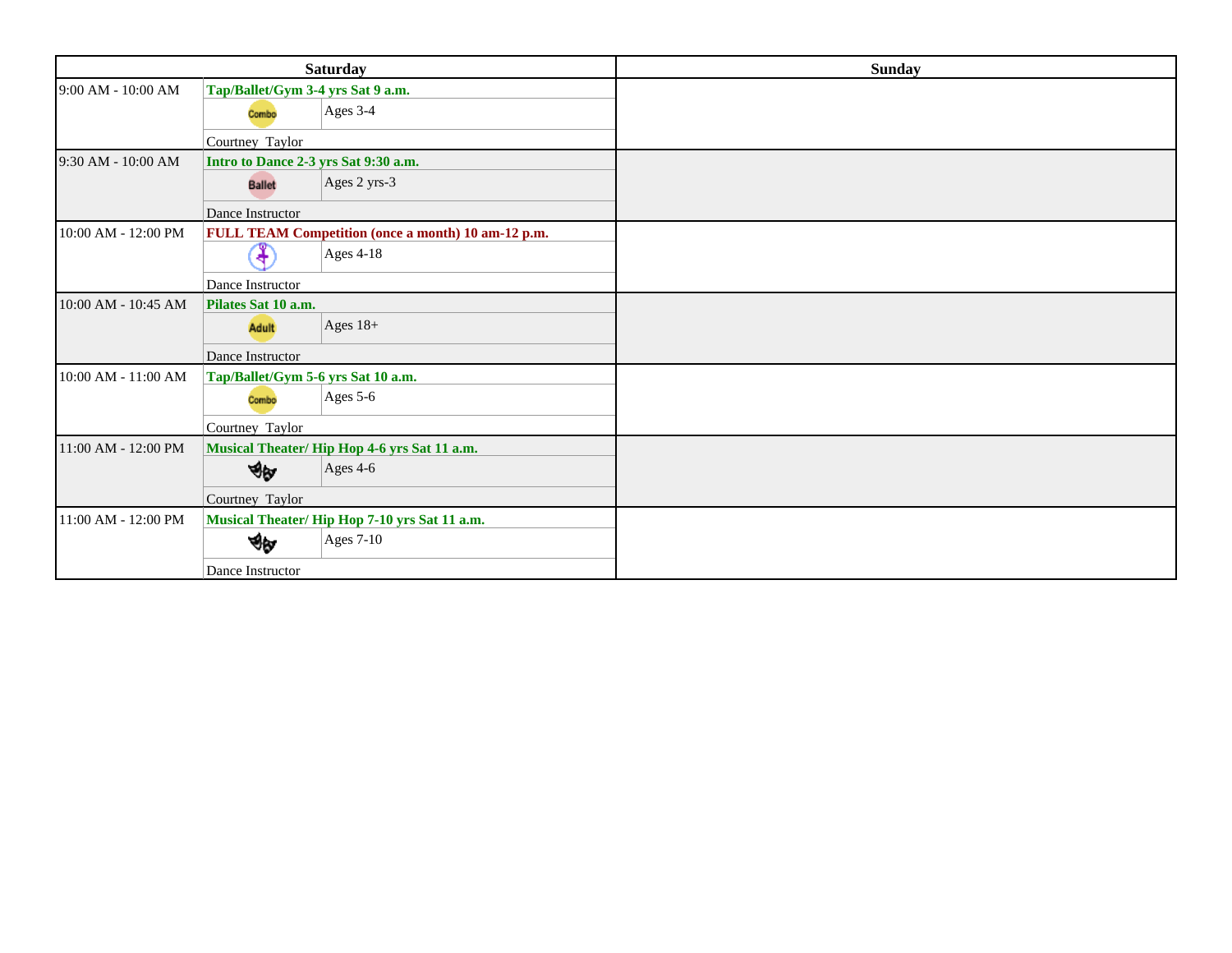| Saturday | | Sunday |
|---|---|---|
| 9:00 AM - 10:00 AM | **Tap/Ballet/Gym 3-4 yrs Sat 9 a.m.**<br>Combo — Ages 3-4<br>Courtney Taylor | |
| 9:30 AM - 10:00 AM | **Intro to Dance 2-3 yrs Sat 9:30 a.m.**<br>Ballet — Ages 2 yrs-3<br>Dance Instructor | |
| 10:00 AM - 12:00 PM | **FULL TEAM Competition (once a month) 10 am-12 p.m.**<br>Ages 4-18<br>Dance Instructor | |
| 10:00 AM - 10:45 AM | **Pilates Sat 10 a.m.**<br>Adult — Ages 18+<br>Dance Instructor | |
| 10:00 AM - 11:00 AM | **Tap/Ballet/Gym 5-6 yrs Sat 10 a.m.**<br>Combo — Ages 5-6<br>Courtney Taylor | |
| 11:00 AM - 12:00 PM | **Musical Theater/ Hip Hop 4-6 yrs Sat 11 a.m.**<br>Ages 4-6<br>Courtney Taylor | |
| 11:00 AM - 12:00 PM | **Musical Theater/ Hip Hop 7-10 yrs Sat 11 a.m.**<br>Ages 7-10<br>Dance Instructor | |